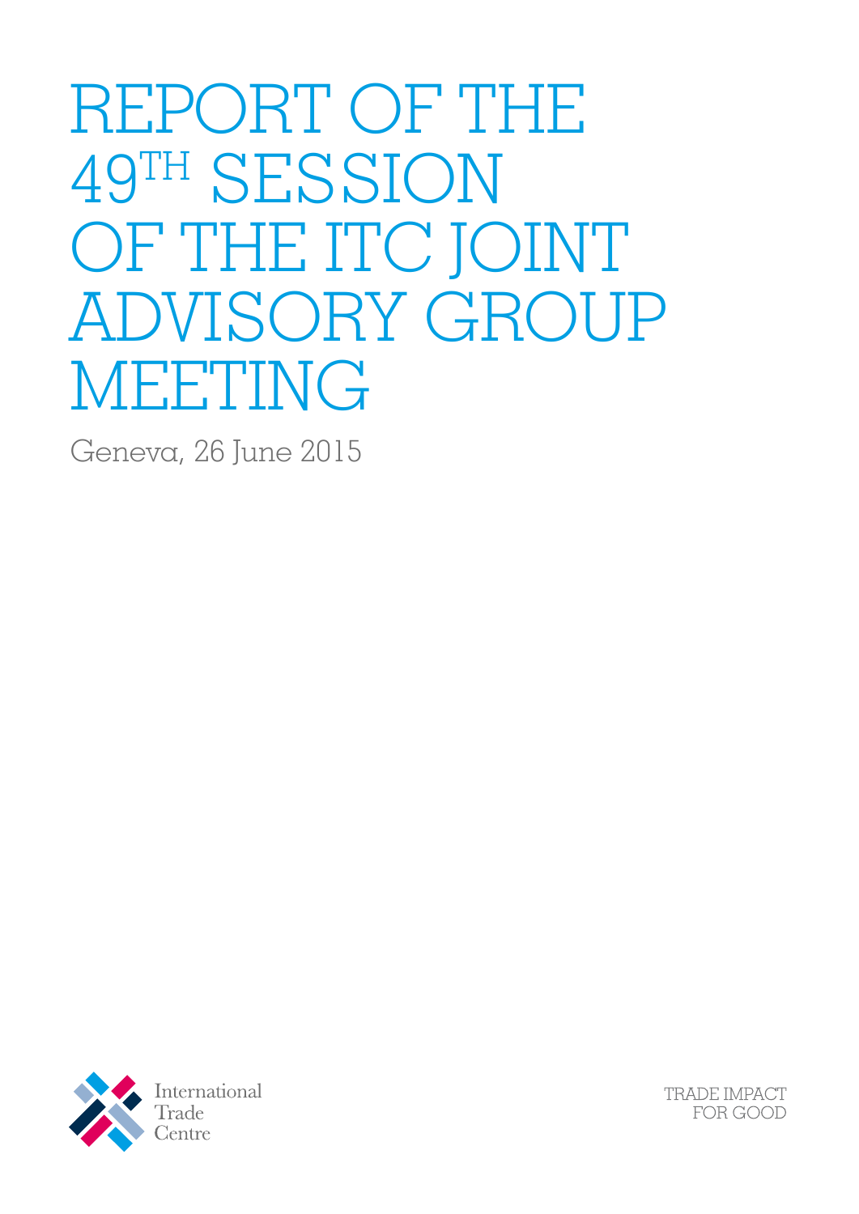# REPORT OF THE 49TH SESSION OF THE ITC JOINT ADVISORY GROUP MEETING

Geneva, 26 June 2015

International Trade Centre

TRADE IMPACT FOR GOOD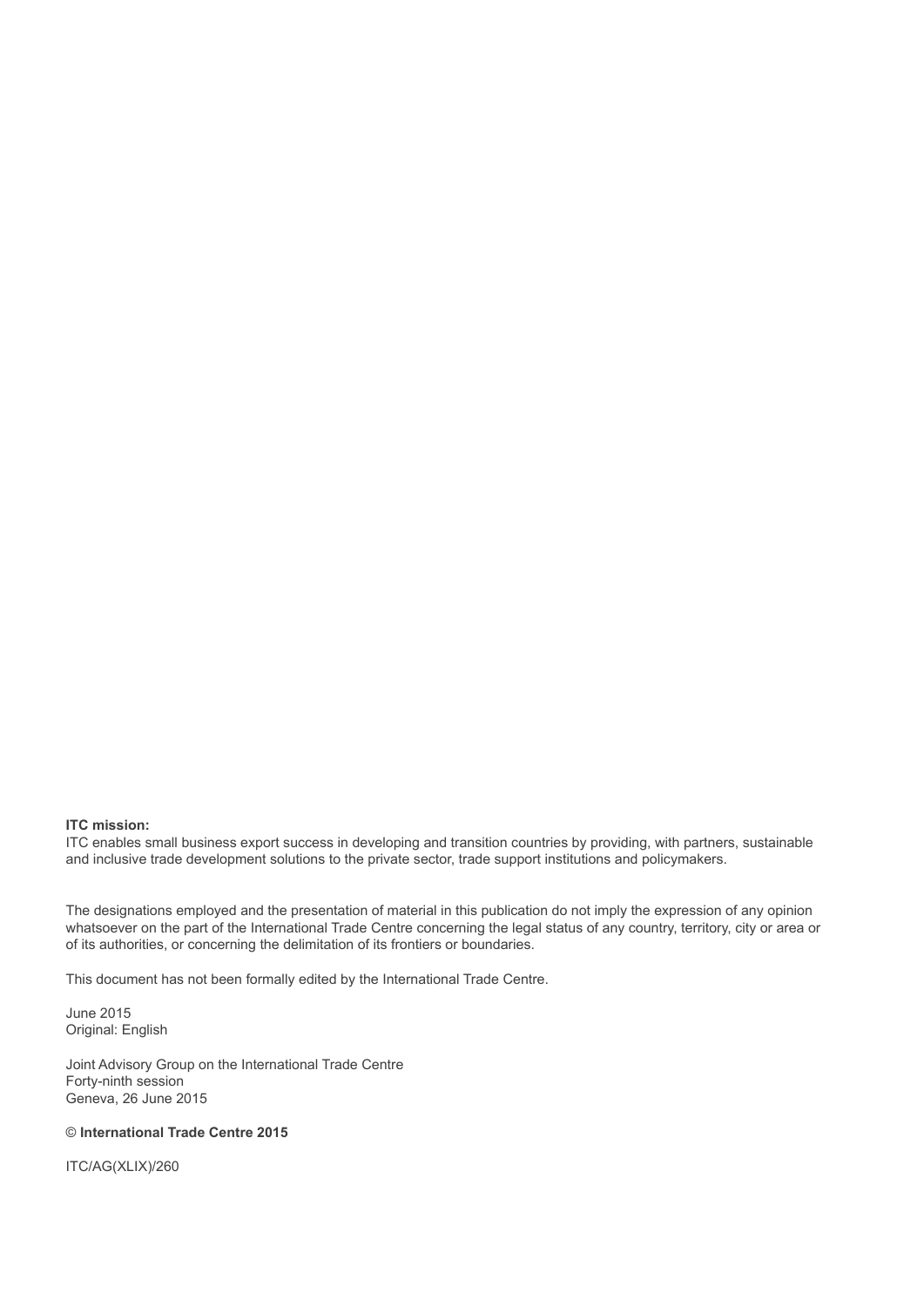**ITC mission:**
ITC enables small business export success in developing and transition countries by providing, with partners, sustainable and inclusive trade development solutions to the private sector, trade support institutions and policymakers.

The designations employed and the presentation of material in this publication do not imply the expression of any opinion whatsoever on the part of the International Trade Centre concerning the legal status of any country, territory, city or area or of its authorities, or concerning the delimitation of its frontiers or boundaries.

This document has not been formally edited by the International Trade Centre.

June 2015
Original: English

Joint Advisory Group on the International Trade Centre
Forty-ninth session
Geneva, 26 June 2015

© **International Trade Centre 2015**

ITC/AG(XLIX)/260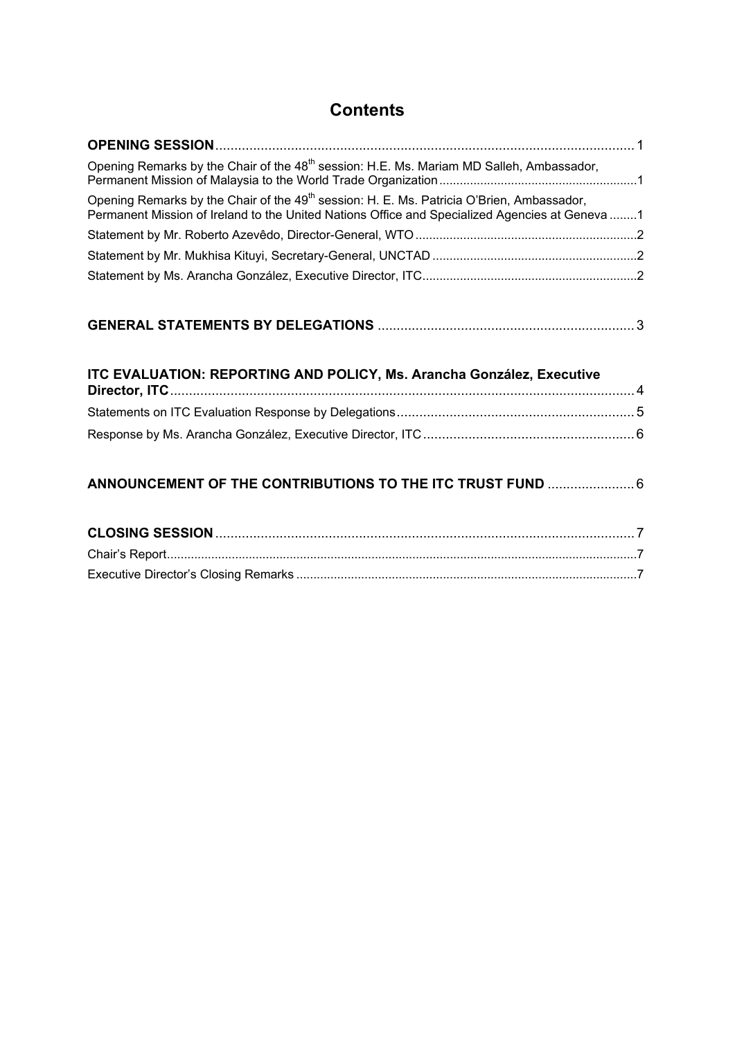# Contents

**OPENING SESSION** ... 1

Opening Remarks by the Chair of the 48th session: H.E. Ms. Mariam MD Salleh, Ambassador, Permanent Mission of Malaysia to the World Trade Organization ... 1

Opening Remarks by the Chair of the 49th session: H. E. Ms. Patricia O'Brien, Ambassador, Permanent Mission of Ireland to the United Nations Office and Specialized Agencies at Geneva ... 1

Statement by Mr. Roberto Azevêdo, Director-General, WTO ... 2

Statement by Mr. Mukhisa Kituyi, Secretary-General, UNCTAD ... 2

Statement by Ms. Arancha González, Executive Director, ITC ... 2

**GENERAL STATEMENTS BY DELEGATIONS** ... 3

**ITC EVALUATION: REPORTING AND POLICY, Ms. Arancha González, Executive Director, ITC** ... 4

Statements on ITC Evaluation Response by Delegations ... 5

Response by Ms. Arancha González, Executive Director, ITC ... 6

**ANNOUNCEMENT OF THE CONTRIBUTIONS TO THE ITC TRUST FUND** ... 6

**CLOSING SESSION** ... 7

Chair's Report ... 7

Executive Director's Closing Remarks ... 7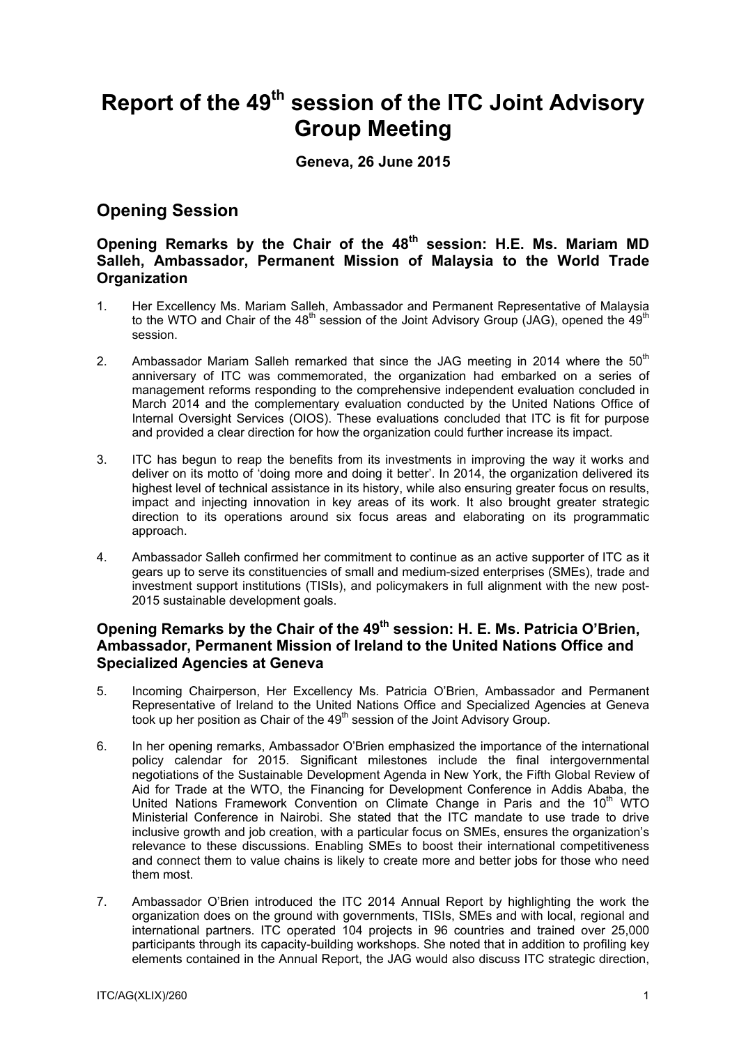# Report of the 49th session of the ITC Joint Advisory Group Meeting

**Geneva, 26 June 2015**

## Opening Session

### Opening Remarks by the Chair of the 48th session: H.E. Ms. Mariam MD Salleh, Ambassador, Permanent Mission of Malaysia to the World Trade Organization

1. Her Excellency Ms. Mariam Salleh, Ambassador and Permanent Representative of Malaysia to the WTO and Chair of the 48th session of the Joint Advisory Group (JAG), opened the 49th session.

2. Ambassador Mariam Salleh remarked that since the JAG meeting in 2014 where the 50th anniversary of ITC was commemorated, the organization had embarked on a series of management reforms responding to the comprehensive independent evaluation concluded in March 2014 and the complementary evaluation conducted by the United Nations Office of Internal Oversight Services (OIOS). These evaluations concluded that ITC is fit for purpose and provided a clear direction for how the organization could further increase its impact.

3. ITC has begun to reap the benefits from its investments in improving the way it works and deliver on its motto of 'doing more and doing it better'. In 2014, the organization delivered its highest level of technical assistance in its history, while also ensuring greater focus on results, impact and injecting innovation in key areas of its work. It also brought greater strategic direction to its operations around six focus areas and elaborating on its programmatic approach.

4. Ambassador Salleh confirmed her commitment to continue as an active supporter of ITC as it gears up to serve its constituencies of small and medium-sized enterprises (SMEs), trade and investment support institutions (TISIs), and policymakers in full alignment with the new post-2015 sustainable development goals.

### Opening Remarks by the Chair of the 49th session: H. E. Ms. Patricia O'Brien, Ambassador, Permanent Mission of Ireland to the United Nations Office and Specialized Agencies at Geneva

5. Incoming Chairperson, Her Excellency Ms. Patricia O'Brien, Ambassador and Permanent Representative of Ireland to the United Nations Office and Specialized Agencies at Geneva took up her position as Chair of the 49th session of the Joint Advisory Group.

6. In her opening remarks, Ambassador O'Brien emphasized the importance of the international policy calendar for 2015. Significant milestones include the final intergovernmental negotiations of the Sustainable Development Agenda in New York, the Fifth Global Review of Aid for Trade at the WTO, the Financing for Development Conference in Addis Ababa, the United Nations Framework Convention on Climate Change in Paris and the 10th WTO Ministerial Conference in Nairobi. She stated that the ITC mandate to use trade to drive inclusive growth and job creation, with a particular focus on SMEs, ensures the organization's relevance to these discussions. Enabling SMEs to boost their international competitiveness and connect them to value chains is likely to create more and better jobs for those who need them most.

7. Ambassador O'Brien introduced the ITC 2014 Annual Report by highlighting the work the organization does on the ground with governments, TISIs, SMEs and with local, regional and international partners. ITC operated 104 projects in 96 countries and trained over 25,000 participants through its capacity-building workshops. She noted that in addition to profiling key elements contained in the Annual Report, the JAG would also discuss ITC strategic direction,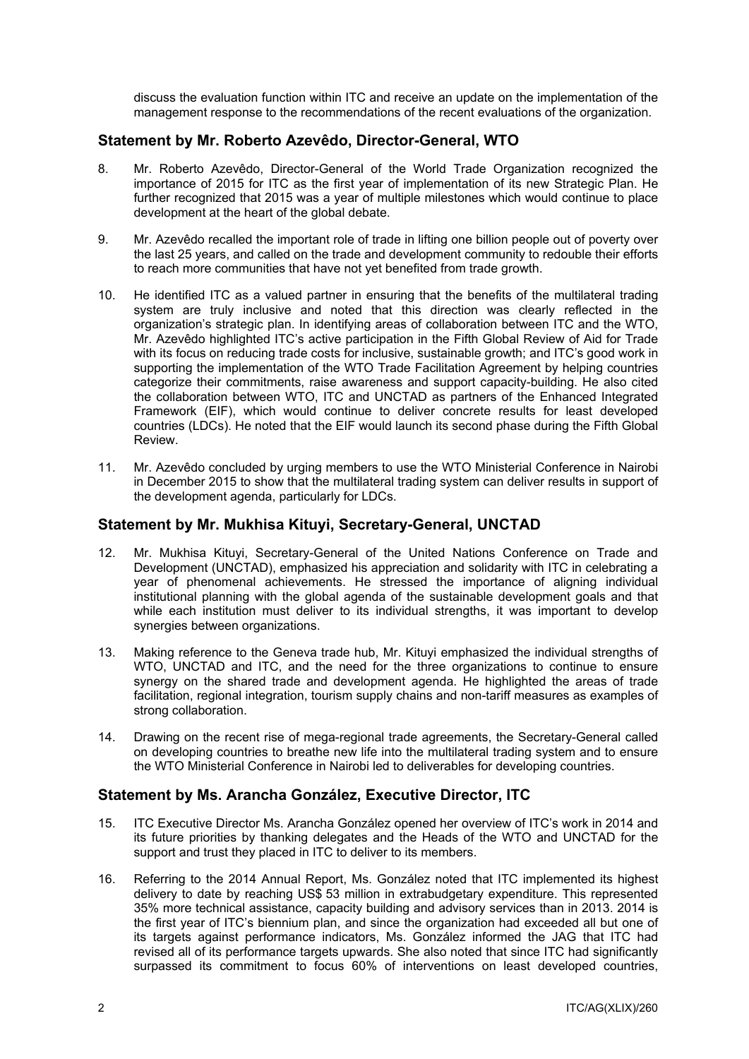discuss the evaluation function within ITC and receive an update on the implementation of the management response to the recommendations of the recent evaluations of the organization.

## Statement by Mr. Roberto Azevêdo, Director-General, WTO

8. Mr. Roberto Azevêdo, Director-General of the World Trade Organization recognized the importance of 2015 for ITC as the first year of implementation of its new Strategic Plan. He further recognized that 2015 was a year of multiple milestones which would continue to place development at the heart of the global debate.

9. Mr. Azevêdo recalled the important role of trade in lifting one billion people out of poverty over the last 25 years, and called on the trade and development community to redouble their efforts to reach more communities that have not yet benefited from trade growth.

10. He identified ITC as a valued partner in ensuring that the benefits of the multilateral trading system are truly inclusive and noted that this direction was clearly reflected in the organization's strategic plan. In identifying areas of collaboration between ITC and the WTO, Mr. Azevêdo highlighted ITC's active participation in the Fifth Global Review of Aid for Trade with its focus on reducing trade costs for inclusive, sustainable growth; and ITC's good work in supporting the implementation of the WTO Trade Facilitation Agreement by helping countries categorize their commitments, raise awareness and support capacity-building. He also cited the collaboration between WTO, ITC and UNCTAD as partners of the Enhanced Integrated Framework (EIF), which would continue to deliver concrete results for least developed countries (LDCs). He noted that the EIF would launch its second phase during the Fifth Global Review.

11. Mr. Azevêdo concluded by urging members to use the WTO Ministerial Conference in Nairobi in December 2015 to show that the multilateral trading system can deliver results in support of the development agenda, particularly for LDCs.

## Statement by Mr. Mukhisa Kituyi, Secretary-General, UNCTAD

12. Mr. Mukhisa Kituyi, Secretary-General of the United Nations Conference on Trade and Development (UNCTAD), emphasized his appreciation and solidarity with ITC in celebrating a year of phenomenal achievements. He stressed the importance of aligning individual institutional planning with the global agenda of the sustainable development goals and that while each institution must deliver to its individual strengths, it was important to develop synergies between organizations.

13. Making reference to the Geneva trade hub, Mr. Kituyi emphasized the individual strengths of WTO, UNCTAD and ITC, and the need for the three organizations to continue to ensure synergy on the shared trade and development agenda. He highlighted the areas of trade facilitation, regional integration, tourism supply chains and non-tariff measures as examples of strong collaboration.

14. Drawing on the recent rise of mega-regional trade agreements, the Secretary-General called on developing countries to breathe new life into the multilateral trading system and to ensure the WTO Ministerial Conference in Nairobi led to deliverables for developing countries.

## Statement by Ms. Arancha González, Executive Director, ITC

15. ITC Executive Director Ms. Arancha González opened her overview of ITC's work in 2014 and its future priorities by thanking delegates and the Heads of the WTO and UNCTAD for the support and trust they placed in ITC to deliver to its members.

16. Referring to the 2014 Annual Report, Ms. González noted that ITC implemented its highest delivery to date by reaching US$ 53 million in extrabudgetary expenditure. This represented 35% more technical assistance, capacity building and advisory services than in 2013. 2014 is the first year of ITC's biennium plan, and since the organization had exceeded all but one of its targets against performance indicators, Ms. González informed the JAG that ITC had revised all of its performance targets upwards. She also noted that since ITC had significantly surpassed its commitment to focus 60% of interventions on least developed countries,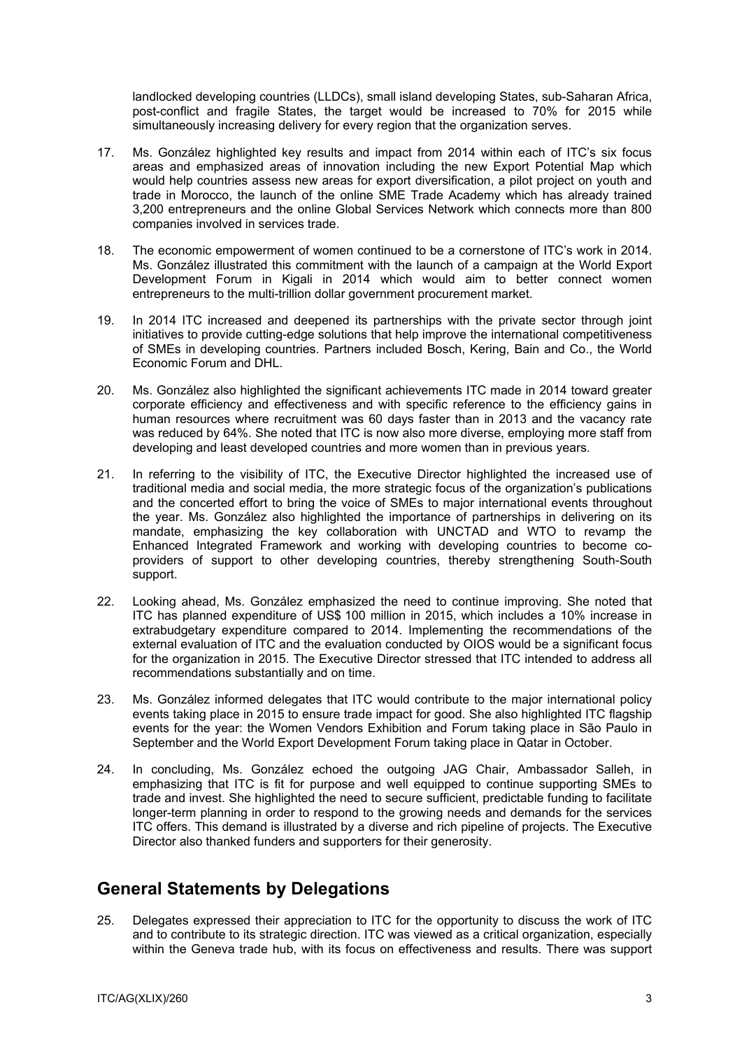landlocked developing countries (LLDCs), small island developing States, sub-Saharan Africa, post-conflict and fragile States, the target would be increased to 70% for 2015 while simultaneously increasing delivery for every region that the organization serves.

17. Ms. González highlighted key results and impact from 2014 within each of ITC's six focus areas and emphasized areas of innovation including the new Export Potential Map which would help countries assess new areas for export diversification, a pilot project on youth and trade in Morocco, the launch of the online SME Trade Academy which has already trained 3,200 entrepreneurs and the online Global Services Network which connects more than 800 companies involved in services trade.

18. The economic empowerment of women continued to be a cornerstone of ITC's work in 2014. Ms. González illustrated this commitment with the launch of a campaign at the World Export Development Forum in Kigali in 2014 which would aim to better connect women entrepreneurs to the multi-trillion dollar government procurement market.

19. In 2014 ITC increased and deepened its partnerships with the private sector through joint initiatives to provide cutting-edge solutions that help improve the international competitiveness of SMEs in developing countries. Partners included Bosch, Kering, Bain and Co., the World Economic Forum and DHL.

20. Ms. González also highlighted the significant achievements ITC made in 2014 toward greater corporate efficiency and effectiveness and with specific reference to the efficiency gains in human resources where recruitment was 60 days faster than in 2013 and the vacancy rate was reduced by 64%. She noted that ITC is now also more diverse, employing more staff from developing and least developed countries and more women than in previous years.

21. In referring to the visibility of ITC, the Executive Director highlighted the increased use of traditional media and social media, the more strategic focus of the organization's publications and the concerted effort to bring the voice of SMEs to major international events throughout the year. Ms. González also highlighted the importance of partnerships in delivering on its mandate, emphasizing the key collaboration with UNCTAD and WTO to revamp the Enhanced Integrated Framework and working with developing countries to become co-providers of support to other developing countries, thereby strengthening South-South support.

22. Looking ahead, Ms. González emphasized the need to continue improving. She noted that ITC has planned expenditure of US$ 100 million in 2015, which includes a 10% increase in extrabudgetary expenditure compared to 2014. Implementing the recommendations of the external evaluation of ITC and the evaluation conducted by OIOS would be a significant focus for the organization in 2015. The Executive Director stressed that ITC intended to address all recommendations substantially and on time.

23. Ms. González informed delegates that ITC would contribute to the major international policy events taking place in 2015 to ensure trade impact for good. She also highlighted ITC flagship events for the year: the Women Vendors Exhibition and Forum taking place in São Paulo in September and the World Export Development Forum taking place in Qatar in October.

24. In concluding, Ms. González echoed the outgoing JAG Chair, Ambassador Salleh, in emphasizing that ITC is fit for purpose and well equipped to continue supporting SMEs to trade and invest. She highlighted the need to secure sufficient, predictable funding to facilitate longer-term planning in order to respond to the growing needs and demands for the services ITC offers. This demand is illustrated by a diverse and rich pipeline of projects. The Executive Director also thanked funders and supporters for their generosity.

## General Statements by Delegations

25. Delegates expressed their appreciation to ITC for the opportunity to discuss the work of ITC and to contribute to its strategic direction. ITC was viewed as a critical organization, especially within the Geneva trade hub, with its focus on effectiveness and results. There was support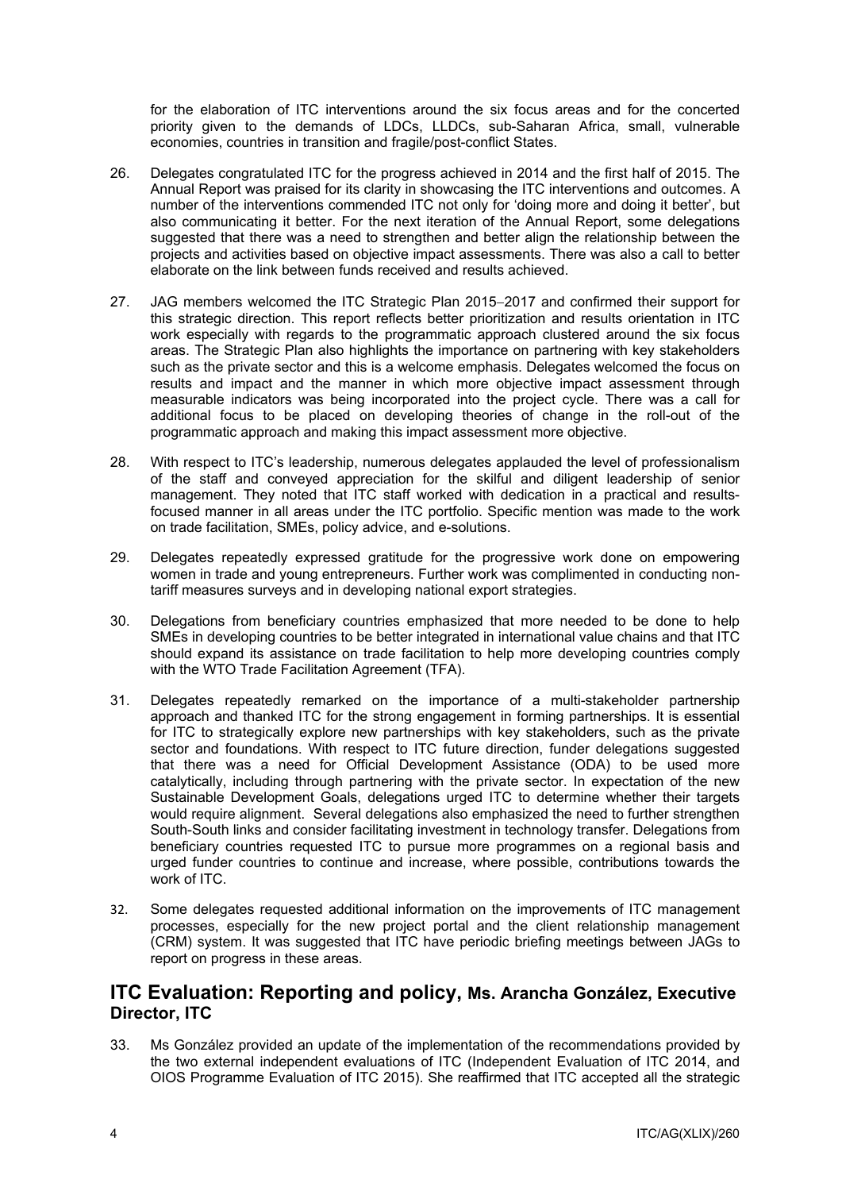for the elaboration of ITC interventions around the six focus areas and for the concerted priority given to the demands of LDCs, LLDCs, sub-Saharan Africa, small, vulnerable economies, countries in transition and fragile/post-conflict States.

26. Delegates congratulated ITC for the progress achieved in 2014 and the first half of 2015. The Annual Report was praised for its clarity in showcasing the ITC interventions and outcomes. A number of the interventions commended ITC not only for 'doing more and doing it better', but also communicating it better. For the next iteration of the Annual Report, some delegations suggested that there was a need to strengthen and better align the relationship between the projects and activities based on objective impact assessments. There was also a call to better elaborate on the link between funds received and results achieved.

27. JAG members welcomed the ITC Strategic Plan 2015–2017 and confirmed their support for this strategic direction. This report reflects better prioritization and results orientation in ITC work especially with regards to the programmatic approach clustered around the six focus areas. The Strategic Plan also highlights the importance on partnering with key stakeholders such as the private sector and this is a welcome emphasis. Delegates welcomed the focus on results and impact and the manner in which more objective impact assessment through measurable indicators was being incorporated into the project cycle. There was a call for additional focus to be placed on developing theories of change in the roll-out of the programmatic approach and making this impact assessment more objective.

28. With respect to ITC's leadership, numerous delegates applauded the level of professionalism of the staff and conveyed appreciation for the skilful and diligent leadership of senior management. They noted that ITC staff worked with dedication in a practical and results-focused manner in all areas under the ITC portfolio. Specific mention was made to the work on trade facilitation, SMEs, policy advice, and e-solutions.

29. Delegates repeatedly expressed gratitude for the progressive work done on empowering women in trade and young entrepreneurs. Further work was complimented in conducting non-tariff measures surveys and in developing national export strategies.

30. Delegations from beneficiary countries emphasized that more needed to be done to help SMEs in developing countries to be better integrated in international value chains and that ITC should expand its assistance on trade facilitation to help more developing countries comply with the WTO Trade Facilitation Agreement (TFA).

31. Delegates repeatedly remarked on the importance of a multi-stakeholder partnership approach and thanked ITC for the strong engagement in forming partnerships. It is essential for ITC to strategically explore new partnerships with key stakeholders, such as the private sector and foundations. With respect to ITC future direction, funder delegations suggested that there was a need for Official Development Assistance (ODA) to be used more catalytically, including through partnering with the private sector. In expectation of the new Sustainable Development Goals, delegations urged ITC to determine whether their targets would require alignment. Several delegations also emphasized the need to further strengthen South-South links and consider facilitating investment in technology transfer. Delegations from beneficiary countries requested ITC to pursue more programmes on a regional basis and urged funder countries to continue and increase, where possible, contributions towards the work of ITC.

32. Some delegates requested additional information on the improvements of ITC management processes, especially for the new project portal and the client relationship management (CRM) system. It was suggested that ITC have periodic briefing meetings between JAGs to report on progress in these areas.

## ITC Evaluation: Reporting and policy, Ms. Arancha González, Executive Director, ITC

33. Ms González provided an update of the implementation of the recommendations provided by the two external independent evaluations of ITC (Independent Evaluation of ITC 2014, and OIOS Programme Evaluation of ITC 2015). She reaffirmed that ITC accepted all the strategic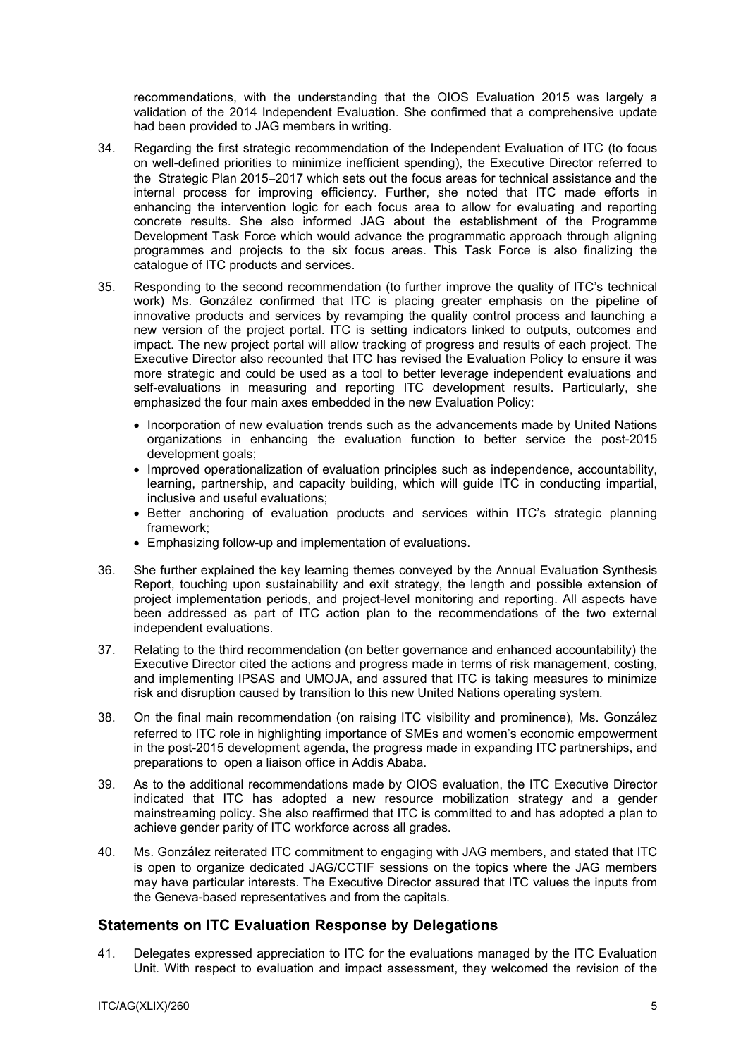recommendations, with the understanding that the OIOS Evaluation 2015 was largely a validation of the 2014 Independent Evaluation. She confirmed that a comprehensive update had been provided to JAG members in writing.

34. Regarding the first strategic recommendation of the Independent Evaluation of ITC (to focus on well-defined priorities to minimize inefficient spending), the Executive Director referred to the Strategic Plan 2015–2017 which sets out the focus areas for technical assistance and the internal process for improving efficiency. Further, she noted that ITC made efforts in enhancing the intervention logic for each focus area to allow for evaluating and reporting concrete results. She also informed JAG about the establishment of the Programme Development Task Force which would advance the programmatic approach through aligning programmes and projects to the six focus areas. This Task Force is also finalizing the catalogue of ITC products and services.

35. Responding to the second recommendation (to further improve the quality of ITC's technical work) Ms. González confirmed that ITC is placing greater emphasis on the pipeline of innovative products and services by revamping the quality control process and launching a new version of the project portal. ITC is setting indicators linked to outputs, outcomes and impact. The new project portal will allow tracking of progress and results of each project. The Executive Director also recounted that ITC has revised the Evaluation Policy to ensure it was more strategic and could be used as a tool to better leverage independent evaluations and self-evaluations in measuring and reporting ITC development results. Particularly, she emphasized the four main axes embedded in the new Evaluation Policy:

    - Incorporation of new evaluation trends such as the advancements made by United Nations organizations in enhancing the evaluation function to better service the post-2015 development goals;
    - Improved operationalization of evaluation principles such as independence, accountability, learning, partnership, and capacity building, which will guide ITC in conducting impartial, inclusive and useful evaluations;
    - Better anchoring of evaluation products and services within ITC's strategic planning framework;
    - Emphasizing follow-up and implementation of evaluations.

36. She further explained the key learning themes conveyed by the Annual Evaluation Synthesis Report, touching upon sustainability and exit strategy, the length and possible extension of project implementation periods, and project-level monitoring and reporting. All aspects have been addressed as part of ITC action plan to the recommendations of the two external independent evaluations.

37. Relating to the third recommendation (on better governance and enhanced accountability) the Executive Director cited the actions and progress made in terms of risk management, costing, and implementing IPSAS and UMOJA, and assured that ITC is taking measures to minimize risk and disruption caused by transition to this new United Nations operating system.

38. On the final main recommendation (on raising ITC visibility and prominence), Ms. González referred to ITC role in highlighting importance of SMEs and women's economic empowerment in the post-2015 development agenda, the progress made in expanding ITC partnerships, and preparations to open a liaison office in Addis Ababa.

39. As to the additional recommendations made by OIOS evaluation, the ITC Executive Director indicated that ITC has adopted a new resource mobilization strategy and a gender mainstreaming policy. She also reaffirmed that ITC is committed to and has adopted a plan to achieve gender parity of ITC workforce across all grades.

40. Ms. González reiterated ITC commitment to engaging with JAG members, and stated that ITC is open to organize dedicated JAG/CCTIF sessions on the topics where the JAG members may have particular interests. The Executive Director assured that ITC values the inputs from the Geneva-based representatives and from the capitals.

## Statements on ITC Evaluation Response by Delegations

41. Delegates expressed appreciation to ITC for the evaluations managed by the ITC Evaluation Unit. With respect to evaluation and impact assessment, they welcomed the revision of the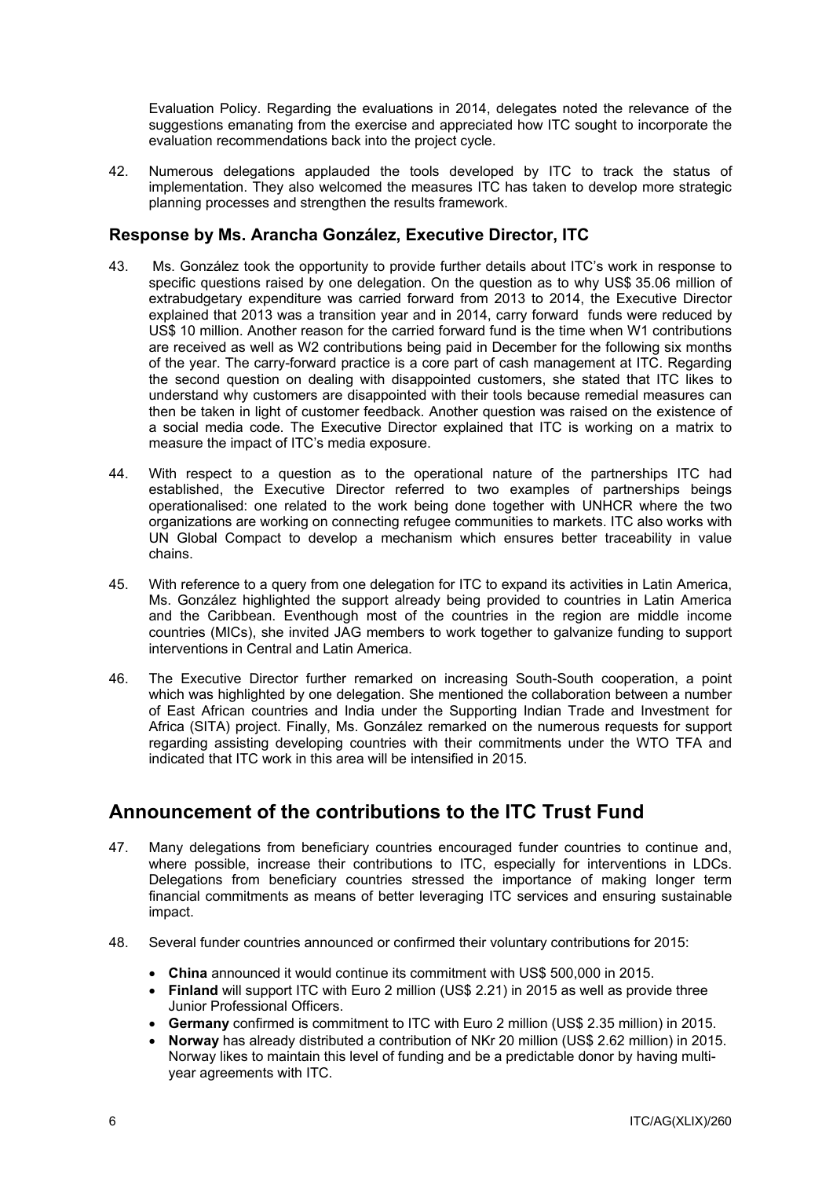Evaluation Policy. Regarding the evaluations in 2014, delegates noted the relevance of the suggestions emanating from the exercise and appreciated how ITC sought to incorporate the evaluation recommendations back into the project cycle.

42. Numerous delegations applauded the tools developed by ITC to track the status of implementation. They also welcomed the measures ITC has taken to develop more strategic planning processes and strengthen the results framework.

### Response by Ms. Arancha González, Executive Director, ITC

43. Ms. González took the opportunity to provide further details about ITC's work in response to specific questions raised by one delegation. On the question as to why US$ 35.06 million of extrabudgetary expenditure was carried forward from 2013 to 2014, the Executive Director explained that 2013 was a transition year and in 2014, carry forward funds were reduced by US$ 10 million. Another reason for the carried forward fund is the time when W1 contributions are received as well as W2 contributions being paid in December for the following six months of the year. The carry-forward practice is a core part of cash management at ITC. Regarding the second question on dealing with disappointed customers, she stated that ITC likes to understand why customers are disappointed with their tools because remedial measures can then be taken in light of customer feedback. Another question was raised on the existence of a social media code. The Executive Director explained that ITC is working on a matrix to measure the impact of ITC's media exposure.

44. With respect to a question as to the operational nature of the partnerships ITC had established, the Executive Director referred to two examples of partnerships beings operationalised: one related to the work being done together with UNHCR where the two organizations are working on connecting refugee communities to markets. ITC also works with UN Global Compact to develop a mechanism which ensures better traceability in value chains.

45. With reference to a query from one delegation for ITC to expand its activities in Latin America, Ms. González highlighted the support already being provided to countries in Latin America and the Caribbean. Eventhough most of the countries in the region are middle income countries (MICs), she invited JAG members to work together to galvanize funding to support interventions in Central and Latin America.

46. The Executive Director further remarked on increasing South-South cooperation, a point which was highlighted by one delegation. She mentioned the collaboration between a number of East African countries and India under the Supporting Indian Trade and Investment for Africa (SITA) project. Finally, Ms. González remarked on the numerous requests for support regarding assisting developing countries with their commitments under the WTO TFA and indicated that ITC work in this area will be intensified in 2015.

## Announcement of the contributions to the ITC Trust Fund

47. Many delegations from beneficiary countries encouraged funder countries to continue and, where possible, increase their contributions to ITC, especially for interventions in LDCs. Delegations from beneficiary countries stressed the importance of making longer term financial commitments as means of better leveraging ITC services and ensuring sustainable impact.

48. Several funder countries announced or confirmed their voluntary contributions for 2015:

- **China** announced it would continue its commitment with US$ 500,000 in 2015.
- **Finland** will support ITC with Euro 2 million (US$ 2.21) in 2015 as well as provide three Junior Professional Officers.
- **Germany** confirmed is commitment to ITC with Euro 2 million (US$ 2.35 million) in 2015.
- **Norway** has already distributed a contribution of NKr 20 million (US$ 2.62 million) in 2015. Norway likes to maintain this level of funding and be a predictable donor by having multi-year agreements with ITC.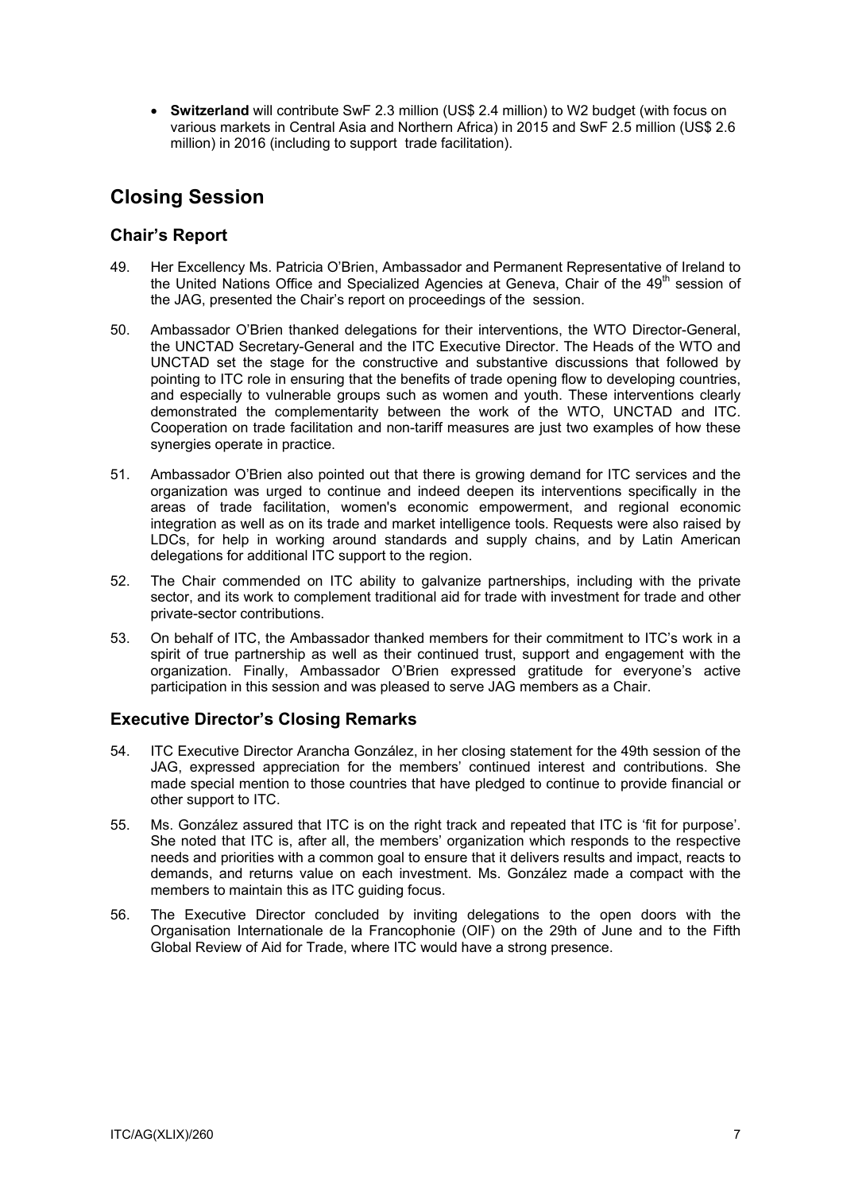- **Switzerland** will contribute SwF 2.3 million (US$ 2.4 million) to W2 budget (with focus on various markets in Central Asia and Northern Africa) in 2015 and SwF 2.5 million (US$ 2.6 million) in 2016 (including to support trade facilitation).

# Closing Session

## Chair's Report

49. Her Excellency Ms. Patricia O'Brien, Ambassador and Permanent Representative of Ireland to the United Nations Office and Specialized Agencies at Geneva, Chair of the 49th session of the JAG, presented the Chair's report on proceedings of the session.

50. Ambassador O'Brien thanked delegations for their interventions, the WTO Director-General, the UNCTAD Secretary-General and the ITC Executive Director. The Heads of the WTO and UNCTAD set the stage for the constructive and substantive discussions that followed by pointing to ITC role in ensuring that the benefits of trade opening flow to developing countries, and especially to vulnerable groups such as women and youth. These interventions clearly demonstrated the complementarity between the work of the WTO, UNCTAD and ITC. Cooperation on trade facilitation and non-tariff measures are just two examples of how these synergies operate in practice.

51. Ambassador O'Brien also pointed out that there is growing demand for ITC services and the organization was urged to continue and indeed deepen its interventions specifically in the areas of trade facilitation, women's economic empowerment, and regional economic integration as well as on its trade and market intelligence tools. Requests were also raised by LDCs, for help in working around standards and supply chains, and by Latin American delegations for additional ITC support to the region.

52. The Chair commended on ITC ability to galvanize partnerships, including with the private sector, and its work to complement traditional aid for trade with investment for trade and other private-sector contributions.

53. On behalf of ITC, the Ambassador thanked members for their commitment to ITC's work in a spirit of true partnership as well as their continued trust, support and engagement with the organization. Finally, Ambassador O'Brien expressed gratitude for everyone's active participation in this session and was pleased to serve JAG members as a Chair.

## Executive Director's Closing Remarks

54. ITC Executive Director Arancha González, in her closing statement for the 49th session of the JAG, expressed appreciation for the members' continued interest and contributions. She made special mention to those countries that have pledged to continue to provide financial or other support to ITC.

55. Ms. González assured that ITC is on the right track and repeated that ITC is 'fit for purpose'. She noted that ITC is, after all, the members' organization which responds to the respective needs and priorities with a common goal to ensure that it delivers results and impact, reacts to demands, and returns value on each investment. Ms. González made a compact with the members to maintain this as ITC guiding focus.

56. The Executive Director concluded by inviting delegations to the open doors with the Organisation Internationale de la Francophonie (OIF) on the 29th of June and to the Fifth Global Review of Aid for Trade, where ITC would have a strong presence.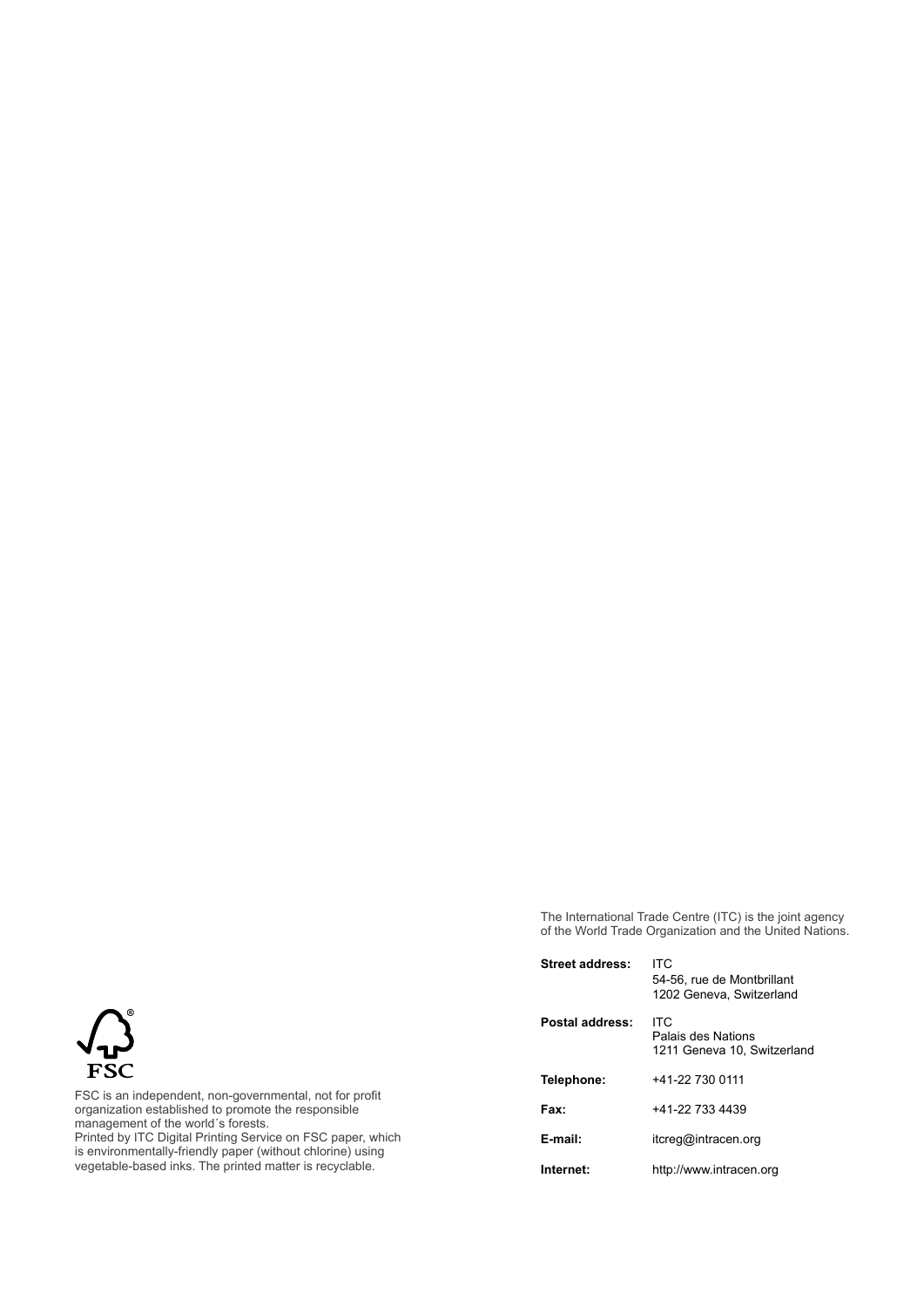FSC

FSC is an independent, non-governmental, not for profit organization established to promote the responsible management of the world´s forests.
Printed by ITC Digital Printing Service on FSC paper, which is environmentally-friendly paper (without chlorine) using vegetable-based inks. The printed matter is recyclable.

The International Trade Centre (ITC) is the joint agency of the World Trade Organization and the United Nations.

| | |
|---|---|
| **Street address:** | ITC<br>54-56, rue de Montbrillant<br>1202 Geneva, Switzerland |
| **Postal address:** | ITC<br>Palais des Nations<br>1211 Geneva 10, Switzerland |
| **Telephone:** | +41-22 730 0111 |
| **Fax:** | +41-22 733 4439 |
| **E-mail:** | itcreg@intracen.org |
| **Internet:** | http://www.intracen.org |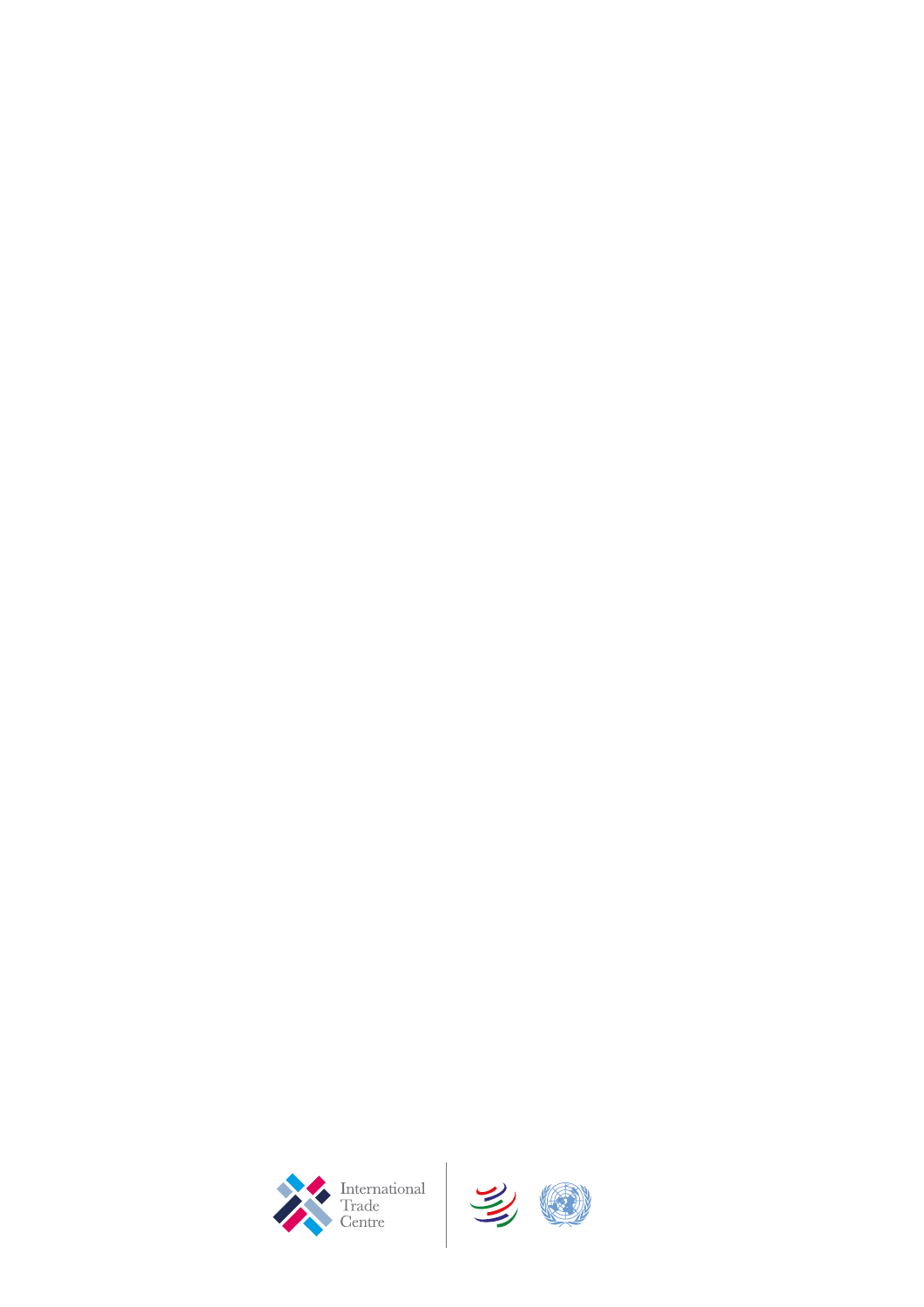International
Trade
Centre